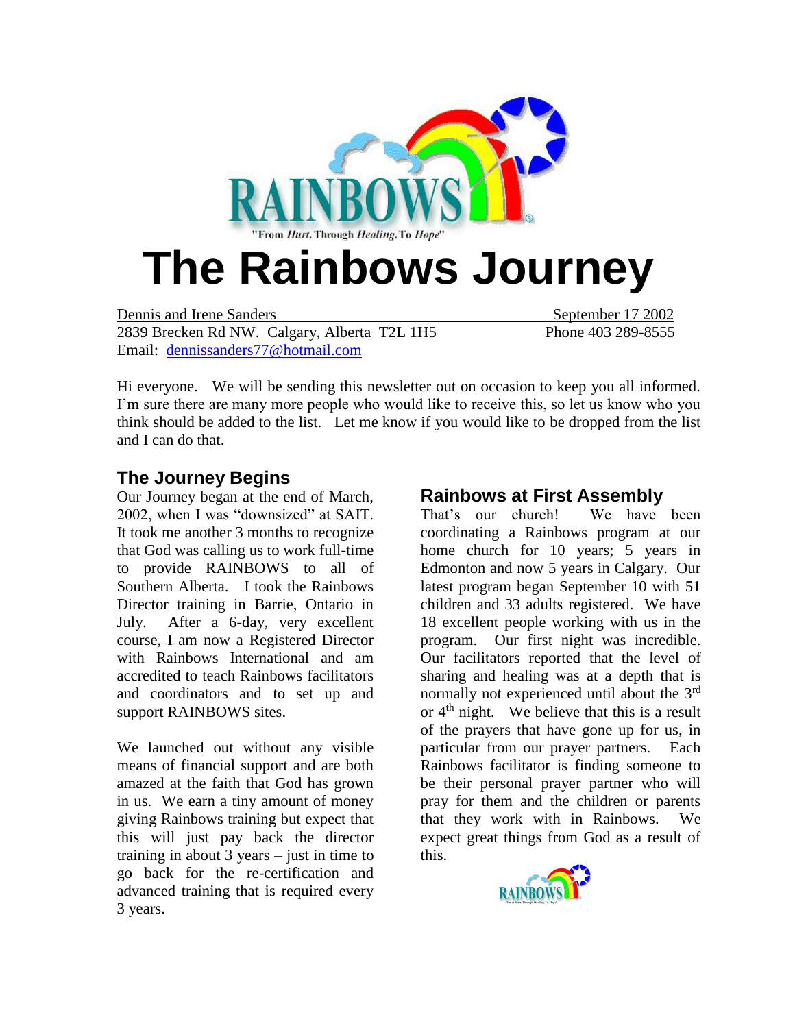RAINBOWS

"From *Hurt*, Through *Healing*, To *Hope*"

# The Rainbows Journey

Dennis and Irene Sanders — September 17 2002

2839 Brecken Rd NW. Calgary, Alberta T2L 1H5 — Phone 403 289-8555

Email: dennissanders77@hotmail.com

Hi everyone. We will be sending this newsletter out on occasion to keep you all informed. I'm sure there are many more people who would like to receive this, so let us know who you think should be added to the list. Let me know if you would like to be dropped from the list and I can do that.

## The Journey Begins

Our Journey began at the end of March, 2002, when I was "downsized" at SAIT. It took me another 3 months to recognize that God was calling us to work full-time to provide RAINBOWS to all of Southern Alberta. I took the Rainbows Director training in Barrie, Ontario in July. After a 6-day, very excellent course, I am now a Registered Director with Rainbows International and am accredited to teach Rainbows facilitators and coordinators and to set up and support RAINBOWS sites.

We launched out without any visible means of financial support and are both amazed at the faith that God has grown in us. We earn a tiny amount of money giving Rainbows training but expect that this will just pay back the director training in about 3 years – just in time to go back for the re-certification and advanced training that is required every 3 years.

## Rainbows at First Assembly

That's our church! We have been coordinating a Rainbows program at our home church for 10 years; 5 years in Edmonton and now 5 years in Calgary. Our latest program began September 10 with 51 children and 33 adults registered. We have 18 excellent people working with us in the program. Our first night was incredible. Our facilitators reported that the level of sharing and healing was at a depth that is normally not experienced until about the 3rd or 4th night. We believe that this is a result of the prayers that have gone up for us, in particular from our prayer partners. Each Rainbows facilitator is finding someone to be their personal prayer partner who will pray for them and the children or parents that they work with in Rainbows. We expect great things from God as a result of this.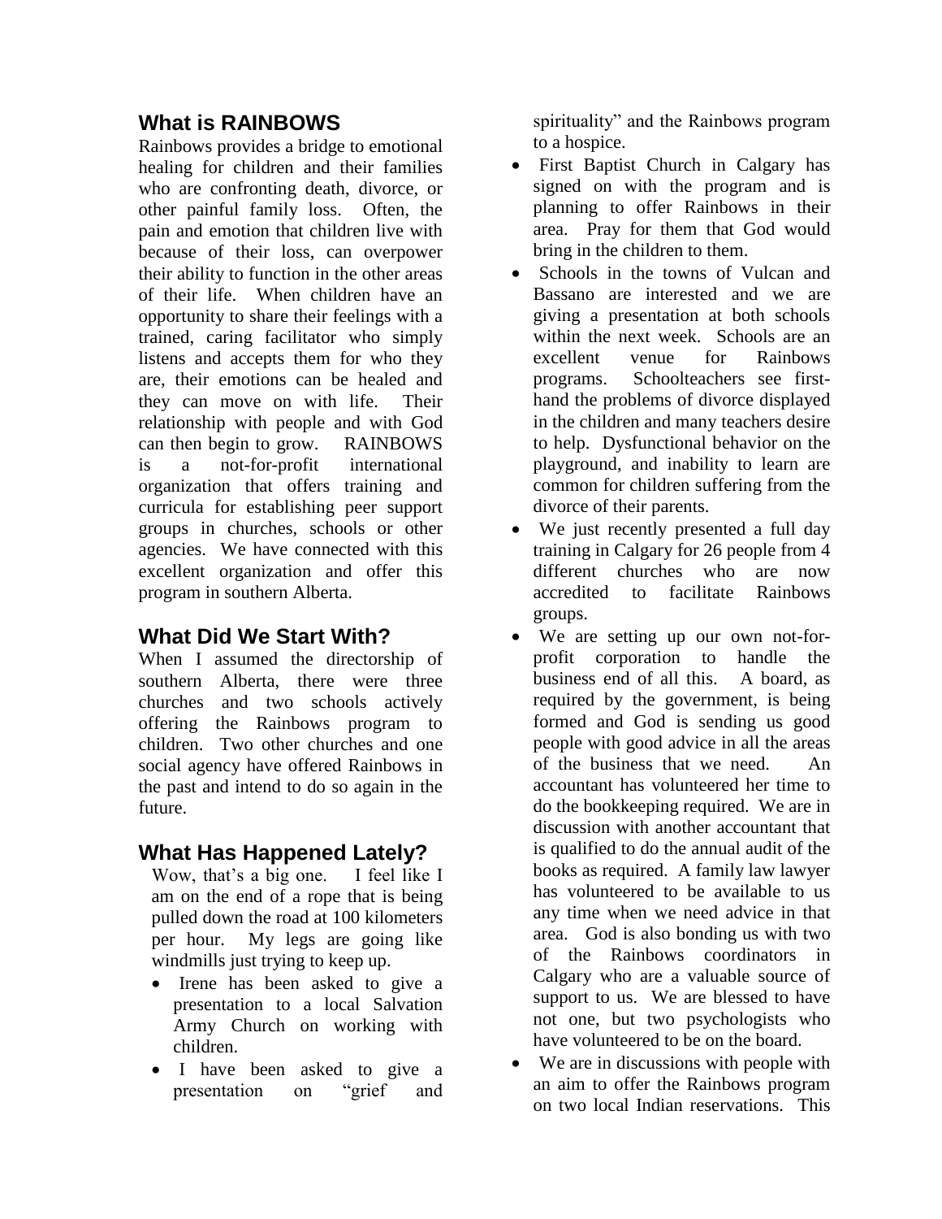## What is RAINBOWS

Rainbows provides a bridge to emotional healing for children and their families who are confronting death, divorce, or other painful family loss. Often, the pain and emotion that children live with because of their loss, can overpower their ability to function in the other areas of their life. When children have an opportunity to share their feelings with a trained, caring facilitator who simply listens and accepts them for who they are, their emotions can be healed and they can move on with life. Their relationship with people and with God can then begin to grow. RAINBOWS is a not-for-profit international organization that offers training and curricula for establishing peer support groups in churches, schools or other agencies. We have connected with this excellent organization and offer this program in southern Alberta.

## What Did We Start With?

When I assumed the directorship of southern Alberta, there were three churches and two schools actively offering the Rainbows program to children. Two other churches and one social agency have offered Rainbows in the past and intend to do so again in the future.

## What Has Happened Lately?

Wow, that's a big one. I feel like I am on the end of a rope that is being pulled down the road at 100 kilometers per hour. My legs are going like windmills just trying to keep up.

- Irene has been asked to give a presentation to a local Salvation Army Church on working with children.
- I have been asked to give a presentation on "grief and spirituality" and the Rainbows program to a hospice.
- First Baptist Church in Calgary has signed on with the program and is planning to offer Rainbows in their area. Pray for them that God would bring in the children to them.
- Schools in the towns of Vulcan and Bassano are interested and we are giving a presentation at both schools within the next week. Schools are an excellent venue for Rainbows programs. Schoolteachers see first-hand the problems of divorce displayed in the children and many teachers desire to help. Dysfunctional behavior on the playground, and inability to learn are common for children suffering from the divorce of their parents.
- We just recently presented a full day training in Calgary for 26 people from 4 different churches who are now accredited to facilitate Rainbows groups.
- We are setting up our own not-for-profit corporation to handle the business end of all this. A board, as required by the government, is being formed and God is sending us good people with good advice in all the areas of the business that we need. An accountant has volunteered her time to do the bookkeeping required. We are in discussion with another accountant that is qualified to do the annual audit of the books as required. A family law lawyer has volunteered to be available to us any time when we need advice in that area. God is also bonding us with two of the Rainbows coordinators in Calgary who are a valuable source of support to us. We are blessed to have not one, but two psychologists who have volunteered to be on the board.
- We are in discussions with people with an aim to offer the Rainbows program on two local Indian reservations. This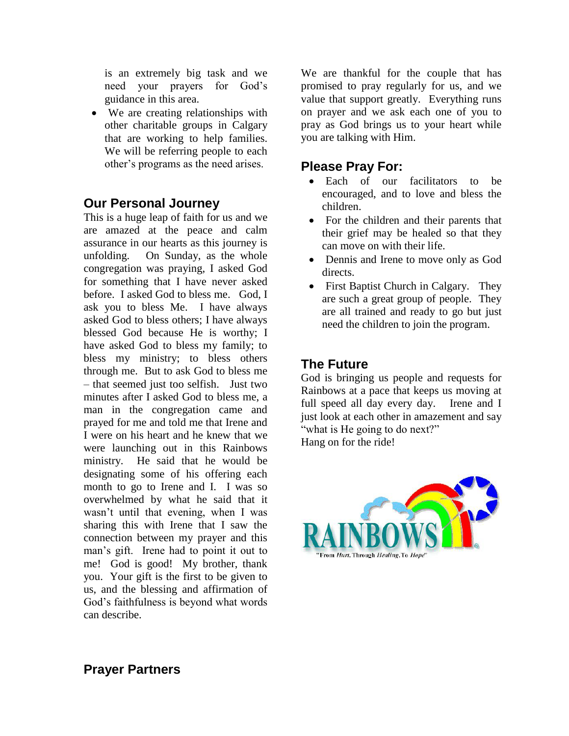is an extremely big task and we need your prayers for God's guidance in this area.

- We are creating relationships with other charitable groups in Calgary that are working to help families. We will be referring people to each other's programs as the need arises.

## Our Personal Journey

This is a huge leap of faith for us and we are amazed at the peace and calm assurance in our hearts as this journey is unfolding. On Sunday, as the whole congregation was praying, I asked God for something that I have never asked before. I asked God to bless me. God, I ask you to bless Me. I have always asked God to bless others; I have always blessed God because He is worthy; I have asked God to bless my family; to bless my ministry; to bless others through me. But to ask God to bless me – that seemed just too selfish. Just two minutes after I asked God to bless me, a man in the congregation came and prayed for me and told me that Irene and I were on his heart and he knew that we were launching out in this Rainbows ministry. He said that he would be designating some of his offering each month to go to Irene and I. I was so overwhelmed by what he said that it wasn't until that evening, when I was sharing this with Irene that I saw the connection between my prayer and this man's gift. Irene had to point it out to me! God is good! My brother, thank you. Your gift is the first to be given to us, and the blessing and affirmation of God's faithfulness is beyond what words can describe.

## Prayer Partners

We are thankful for the couple that has promised to pray regularly for us, and we value that support greatly. Everything runs on prayer and we ask each one of you to pray as God brings us to your heart while you are talking with Him.

## Please Pray For:

- Each of our facilitators to be encouraged, and to love and bless the children.
- For the children and their parents that their grief may be healed so that they can move on with their life.
- Dennis and Irene to move only as God directs.
- First Baptist Church in Calgary. They are such a great group of people. They are all trained and ready to go but just need the children to join the program.

## The Future

God is bringing us people and requests for Rainbows at a pace that keeps us moving at full speed all day every day. Irene and I just look at each other in amazement and say "what is He going to do next?"
Hang on for the ride!

RAINBOWS
"From *Hurt*, Through *Healing*, To *Hope*"